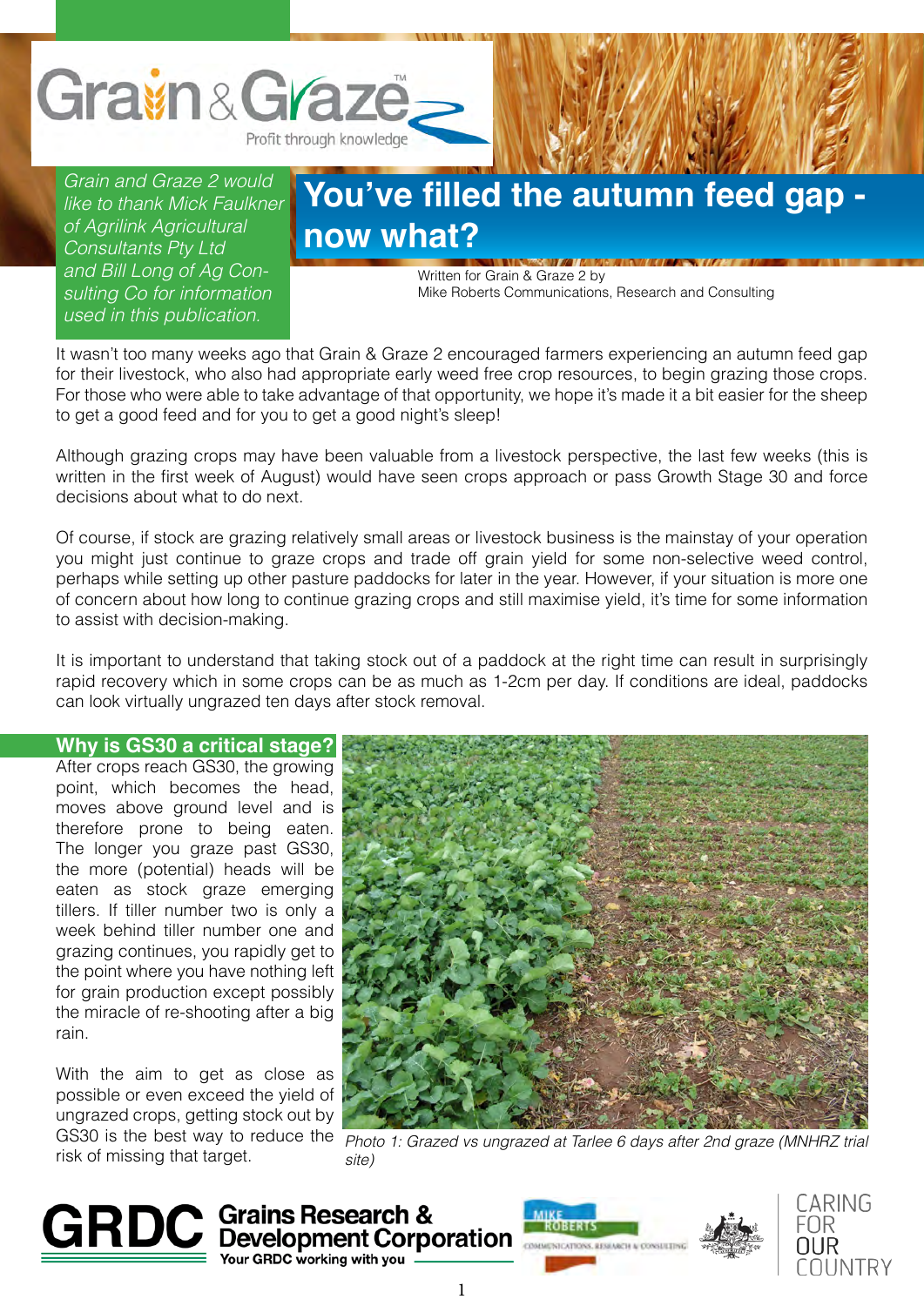Grain & Graze™ — Profit through knowledge

*Grain and Graze 2 would like to thank Mick Faulkner of Agrilink Agricultural Consultants Pty Ltd and Bill Long of Ag Consulting Co for information used in this publication.*

# You've filled the autumn feed gap - now what?

Written for Grain & Graze 2 by
Mike Roberts Communications, Research and Consulting

It wasn't too many weeks ago that Grain & Graze 2 encouraged farmers experiencing an autumn feed gap for their livestock, who also had appropriate early weed free crop resources, to begin grazing those crops. For those who were able to take advantage of that opportunity, we hope it's made it a bit easier for the sheep to get a good feed and for you to get a good night's sleep!

Although grazing crops may have been valuable from a livestock perspective, the last few weeks (this is written in the first week of August) would have seen crops approach or pass Growth Stage 30 and force decisions about what to do next.

Of course, if stock are grazing relatively small areas or livestock business is the mainstay of your operation you might just continue to graze crops and trade off grain yield for some non-selective weed control, perhaps while setting up other pasture paddocks for later in the year. However, if your situation is more one of concern about how long to continue grazing crops and still maximise yield, it's time for some information to assist with decision-making.

It is important to understand that taking stock out of a paddock at the right time can result in surprisingly rapid recovery which in some crops can be as much as 1-2cm per day. If conditions are ideal, paddocks can look virtually ungrazed ten days after stock removal.

## Why is GS30 a critical stage?

After crops reach GS30, the growing point, which becomes the head, moves above ground level and is therefore prone to being eaten. The longer you graze past GS30, the more (potential) heads will be eaten as stock graze emerging tillers. If tiller number two is only a week behind tiller number one and grazing continues, you rapidly get to the point where you have nothing left for grain production except possibly the miracle of re-shooting after a big rain.

With the aim to get as close as possible or even exceed the yield of ungrazed crops, getting stock out by GS30 is the best way to reduce the risk of missing that target.

*Photo 1: Grazed vs ungrazed at Tarlee 6 days after 2nd graze (MNHRZ trial site)*

GRDC Grains Research & Development Corporation — Your GRDC working with you

Mike Roberts Communications, Research & Consulting

Caring for our Country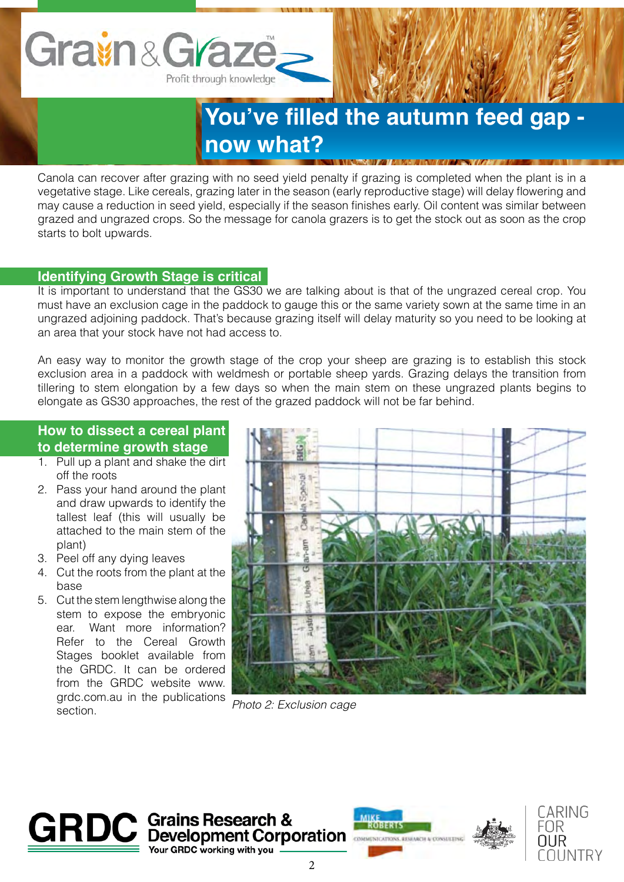# You've filled the autumn feed gap - now what?

Canola can recover after grazing with no seed yield penalty if grazing is completed when the plant is in a vegetative stage. Like cereals, grazing later in the season (early reproductive stage) will delay flowering and may cause a reduction in seed yield, especially if the season finishes early. Oil content was similar between grazed and ungrazed crops. So the message for canola grazers is to get the stock out as soon as the crop starts to bolt upwards.

## Identifying Growth Stage is critical

It is important to understand that the GS30 we are talking about is that of the ungrazed cereal crop. You must have an exclusion cage in the paddock to gauge this or the same variety sown at the same time in an ungrazed adjoining paddock. That's because grazing itself will delay maturity so you need to be looking at an area that your stock have not had access to.

An easy way to monitor the growth stage of the crop your sheep are grazing is to establish this stock exclusion area in a paddock with weldmesh or portable sheep yards. Grazing delays the transition from tillering to stem elongation by a few days so when the main stem on these ungrazed plants begins to elongate as GS30 approaches, the rest of the grazed paddock will not be far behind.

## How to dissect a cereal plant to determine growth stage

1. Pull up a plant and shake the dirt off the roots
2. Pass your hand around the plant and draw upwards to identify the tallest leaf (this will usually be attached to the main stem of the plant)
3. Peel off any dying leaves
4. Cut the roots from the plant at the base
5. Cut the stem lengthwise along the stem to expose the embryonic ear. Want more information? Refer to the Cereal Growth Stages booklet available from the GRDC. It can be ordered from the GRDC website www.grdc.com.au in the publications section.

*Photo 2: Exclusion cage*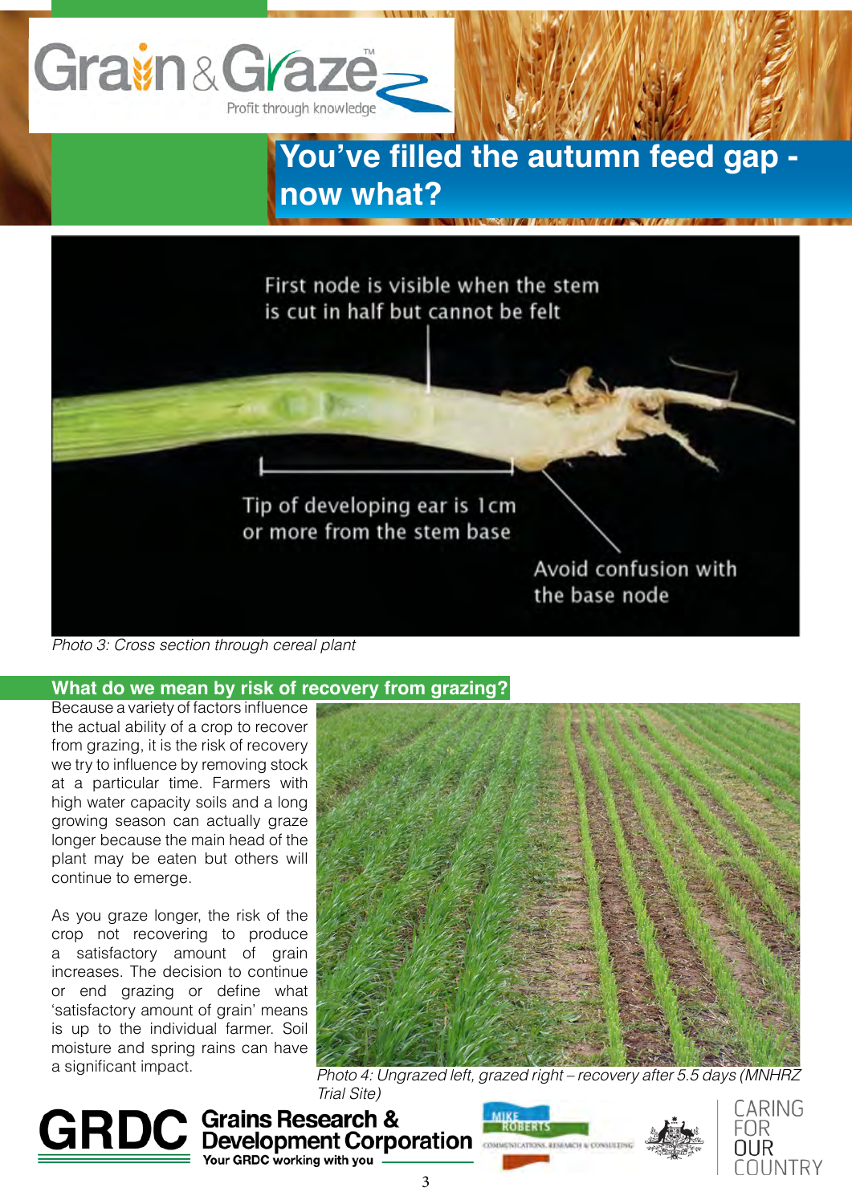# You've filled the autumn feed gap - now what?

First node is visible when the stem is cut in half but cannot be felt

Tip of developing ear is 1cm or more from the stem base

Avoid confusion with the base node

*Photo 3: Cross section through cereal plant*

## What do we mean by risk of recovery from grazing?

Because a variety of factors influence the actual ability of a crop to recover from grazing, it is the risk of recovery we try to influence by removing stock at a particular time. Farmers with high water capacity soils and a long growing season can actually graze longer because the main head of the plant may be eaten but others will continue to emerge.

As you graze longer, the risk of the crop not recovering to produce a satisfactory amount of grain increases. The decision to continue or end grazing or define what 'satisfactory amount of grain' means is up to the individual farmer. Soil moisture and spring rains can have a significant impact.

*Photo 4: Ungrazed left, grazed right – recovery after 5.5 days (MNHRZ Trial Site)*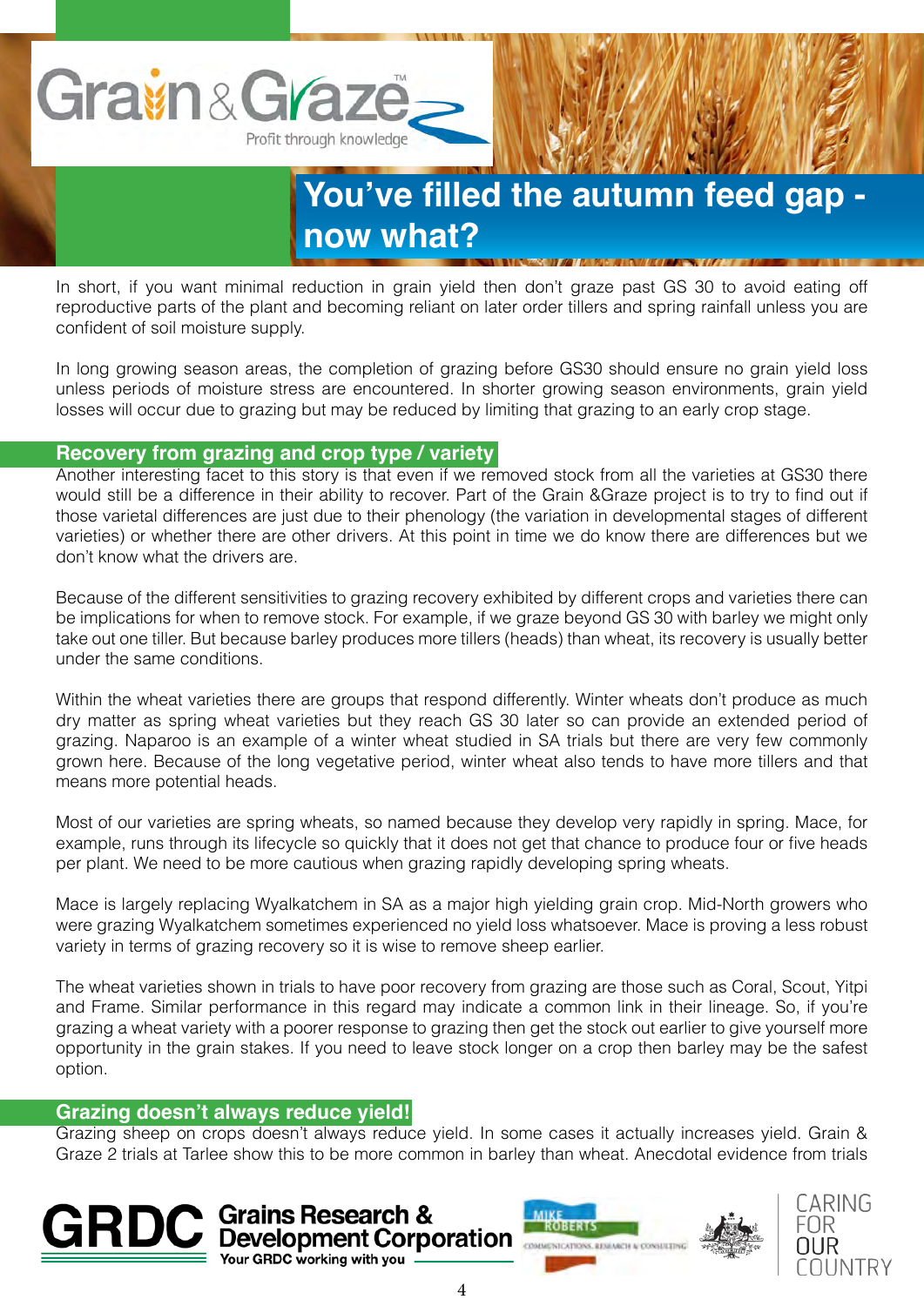# You've filled the autumn feed gap - now what?

In short, if you want minimal reduction in grain yield then don't graze past GS 30 to avoid eating off reproductive parts of the plant and becoming reliant on later order tillers and spring rainfall unless you are confident of soil moisture supply.

In long growing season areas, the completion of grazing before GS30 should ensure no grain yield loss unless periods of moisture stress are encountered. In shorter growing season environments, grain yield losses will occur due to grazing but may be reduced by limiting that grazing to an early crop stage.

## Recovery from grazing and crop type / variety

Another interesting facet to this story is that even if we removed stock from all the varieties at GS30 there would still be a difference in their ability to recover. Part of the Grain &Graze project is to try to find out if those varietal differences are just due to their phenology (the variation in developmental stages of different varieties) or whether there are other drivers. At this point in time we do know there are differences but we don't know what the drivers are.

Because of the different sensitivities to grazing recovery exhibited by different crops and varieties there can be implications for when to remove stock. For example, if we graze beyond GS 30 with barley we might only take out one tiller. But because barley produces more tillers (heads) than wheat, its recovery is usually better under the same conditions.

Within the wheat varieties there are groups that respond differently. Winter wheats don't produce as much dry matter as spring wheat varieties but they reach GS 30 later so can provide an extended period of grazing. Naparoo is an example of a winter wheat studied in SA trials but there are very few commonly grown here. Because of the long vegetative period, winter wheat also tends to have more tillers and that means more potential heads.

Most of our varieties are spring wheats, so named because they develop very rapidly in spring. Mace, for example, runs through its lifecycle so quickly that it does not get that chance to produce four or five heads per plant. We need to be more cautious when grazing rapidly developing spring wheats.

Mace is largely replacing Wyalkatchem in SA as a major high yielding grain crop. Mid-North growers who were grazing Wyalkatchem sometimes experienced no yield loss whatsoever. Mace is proving a less robust variety in terms of grazing recovery so it is wise to remove sheep earlier.

The wheat varieties shown in trials to have poor recovery from grazing are those such as Coral, Scout, Yitpi and Frame. Similar performance in this regard may indicate a common link in their lineage. So, if you're grazing a wheat variety with a poorer response to grazing then get the stock out earlier to give yourself more opportunity in the grain stakes. If you need to leave stock longer on a crop then barley may be the safest option.

## Grazing doesn't always reduce yield!

Grazing sheep on crops doesn't always reduce yield. In some cases it actually increases yield. Grain & Graze 2 trials at Tarlee show this to be more common in barley than wheat. Anecdotal evidence from trials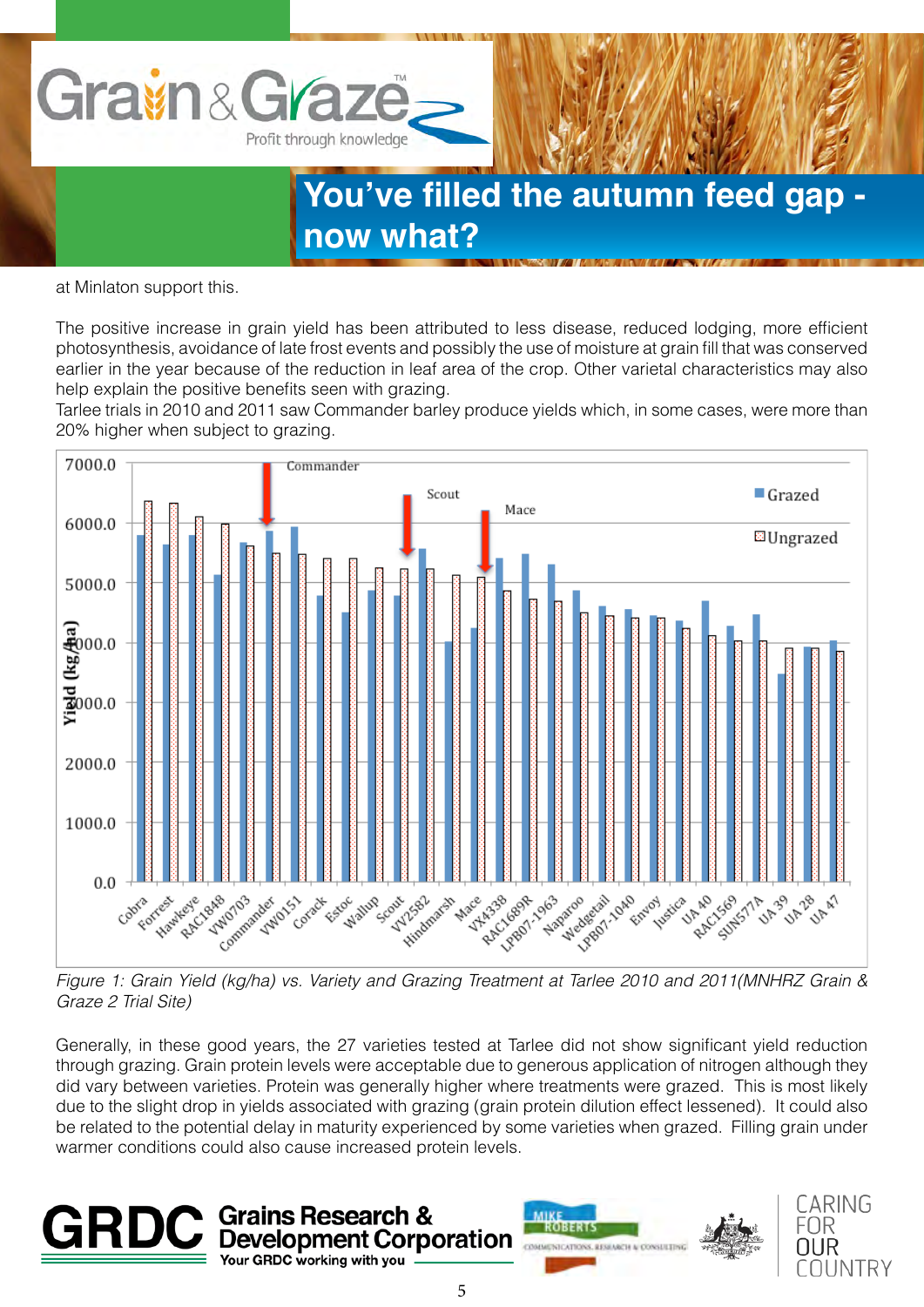# You've filled the autumn feed gap - now what?

at Minlaton support this.

The positive increase in grain yield has been attributed to less disease, reduced lodging, more efficient photosynthesis, avoidance of late frost events and possibly the use of moisture at grain fill that was conserved earlier in the year because of the reduction in leaf area of the crop. Other varietal characteristics may also help explain the positive benefits seen with grazing.

Tarlee trials in 2010 and 2011 saw Commander barley produce yields which, in some cases, were more than 20% higher when subject to grazing.

*Figure 1: Grain Yield (kg/ha) vs. Variety and Grazing Treatment at Tarlee 2010 and 2011(MNHRZ Grain & Graze 2 Trial Site)*

Generally, in these good years, the 27 varieties tested at Tarlee did not show significant yield reduction through grazing. Grain protein levels were acceptable due to generous application of nitrogen although they did vary between varieties. Protein was generally higher where treatments were grazed. This is most likely due to the slight drop in yields associated with grazing (grain protein dilution effect lessened). It could also be related to the potential delay in maturity experienced by some varieties when grazed. Filling grain under warmer conditions could also cause increased protein levels.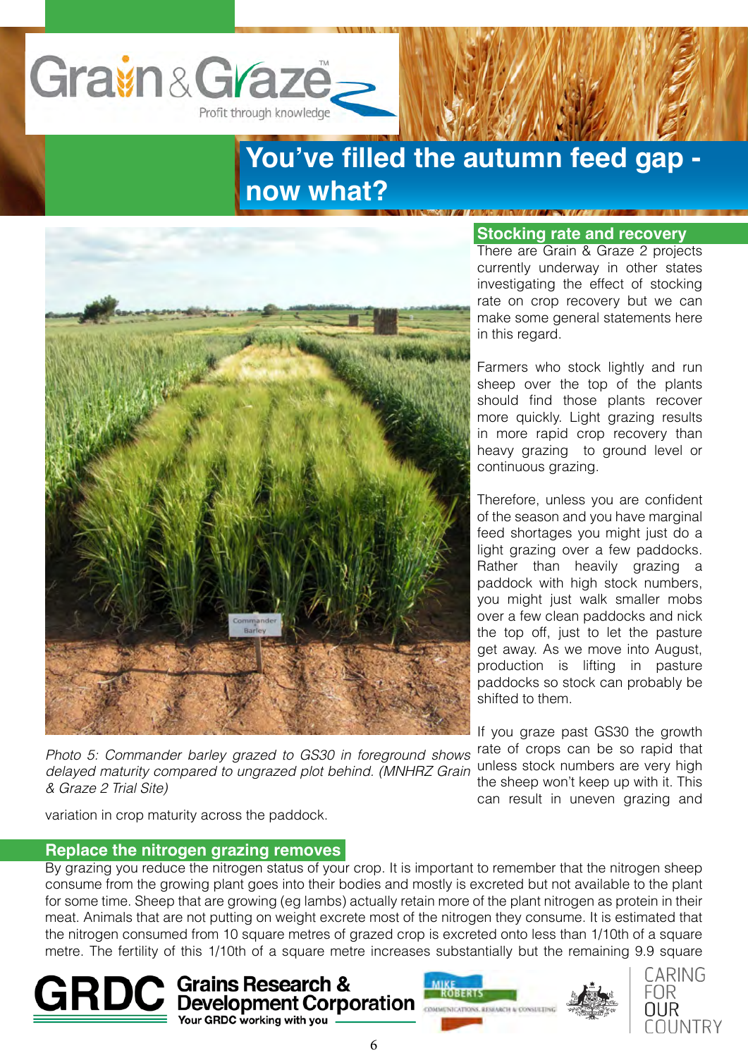# You've filled the autumn feed gap - now what?

Photo 5: *Commander barley grazed to GS30 in foreground shows delayed maturity compared to ungrazed plot behind. (MNHRZ Grain & Graze 2 Trial Site)*

## Stocking rate and recovery

There are Grain & Graze 2 projects currently underway in other states investigating the effect of stocking rate on crop recovery but we can make some general statements here in this regard.

Farmers who stock lightly and run sheep over the top of the plants should find those plants recover more quickly. Light grazing results in more rapid crop recovery than heavy grazing to ground level or continuous grazing.

Therefore, unless you are confident of the season and you have marginal feed shortages you might just do a light grazing over a few paddocks. Rather than heavily grazing a paddock with high stock numbers, you might just walk smaller mobs over a few clean paddocks and nick the top off, just to let the pasture get away. As we move into August, production is lifting in pasture paddocks so stock can probably be shifted to them.

If you graze past GS30 the growth rate of crops can be so rapid that unless stock numbers are very high the sheep won't keep up with it. This can result in uneven grazing and variation in crop maturity across the paddock.

## Replace the nitrogen grazing removes

By grazing you reduce the nitrogen status of your crop. It is important to remember that the nitrogen sheep consume from the growing plant goes into their bodies and mostly is excreted but not available to the plant for some time. Sheep that are growing (eg lambs) actually retain more of the plant nitrogen as protein in their meat. Animals that are not putting on weight excrete most of the nitrogen they consume. It is estimated that the nitrogen consumed from 10 square metres of grazed crop is excreted onto less than 1/10th of a square metre. The fertility of this 1/10th of a square metre increases substantially but the remaining 9.9 square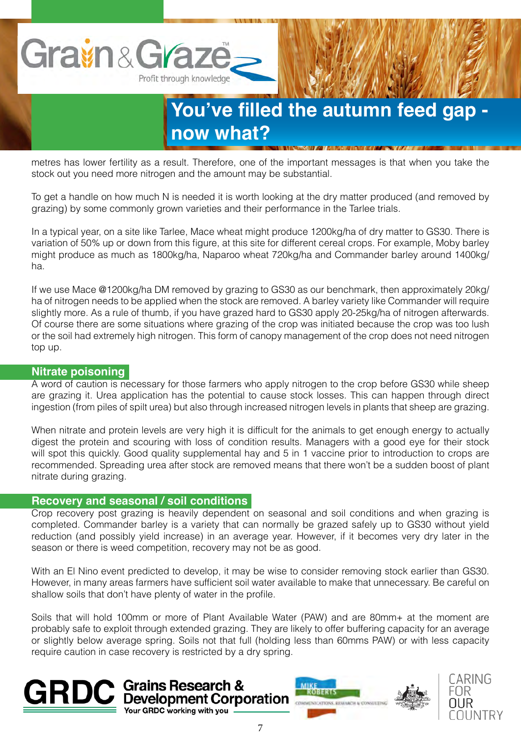# You've filled the autumn feed gap - now what?

metres has lower fertility as a result. Therefore, one of the important messages is that when you take the stock out you need more nitrogen and the amount may be substantial.

To get a handle on how much N is needed it is worth looking at the dry matter produced (and removed by grazing) by some commonly grown varieties and their performance in the Tarlee trials.

In a typical year, on a site like Tarlee, Mace wheat might produce 1200kg/ha of dry matter to GS30. There is variation of 50% up or down from this figure, at this site for different cereal crops. For example, Moby barley might produce as much as 1800kg/ha, Naparoo wheat 720kg/ha and Commander barley around 1400kg/ha.

If we use Mace @1200kg/ha DM removed by grazing to GS30 as our benchmark, then approximately 20kg/ha of nitrogen needs to be applied when the stock are removed. A barley variety like Commander will require slightly more. As a rule of thumb, if you have grazed hard to GS30 apply 20-25kg/ha of nitrogen afterwards. Of course there are some situations where grazing of the crop was initiated because the crop was too lush or the soil had extremely high nitrogen. This form of canopy management of the crop does not need nitrogen top up.

## Nitrate poisoning

A word of caution is necessary for those farmers who apply nitrogen to the crop before GS30 while sheep are grazing it. Urea application has the potential to cause stock losses. This can happen through direct ingestion (from piles of spilt urea) but also through increased nitrogen levels in plants that sheep are grazing.

When nitrate and protein levels are very high it is difficult for the animals to get enough energy to actually digest the protein and scouring with loss of condition results. Managers with a good eye for their stock will spot this quickly. Good quality supplemental hay and 5 in 1 vaccine prior to introduction to crops are recommended. Spreading urea after stock are removed means that there won't be a sudden boost of plant nitrate during grazing.

## Recovery and seasonal / soil conditions

Crop recovery post grazing is heavily dependent on seasonal and soil conditions and when grazing is completed. Commander barley is a variety that can normally be grazed safely up to GS30 without yield reduction (and possibly yield increase) in an average year. However, if it becomes very dry later in the season or there is weed competition, recovery may not be as good.

With an El Nino event predicted to develop, it may be wise to consider removing stock earlier than GS30. However, in many areas farmers have sufficient soil water available to make that unnecessary. Be careful on shallow soils that don't have plenty of water in the profile.

Soils that will hold 100mm or more of Plant Available Water (PAW) and are 80mm+ at the moment are probably safe to exploit through extended grazing. They are likely to offer buffering capacity for an average or slightly below average spring. Soils not that full (holding less than 60mms PAW) or with less capacity require caution in case recovery is restricted by a dry spring.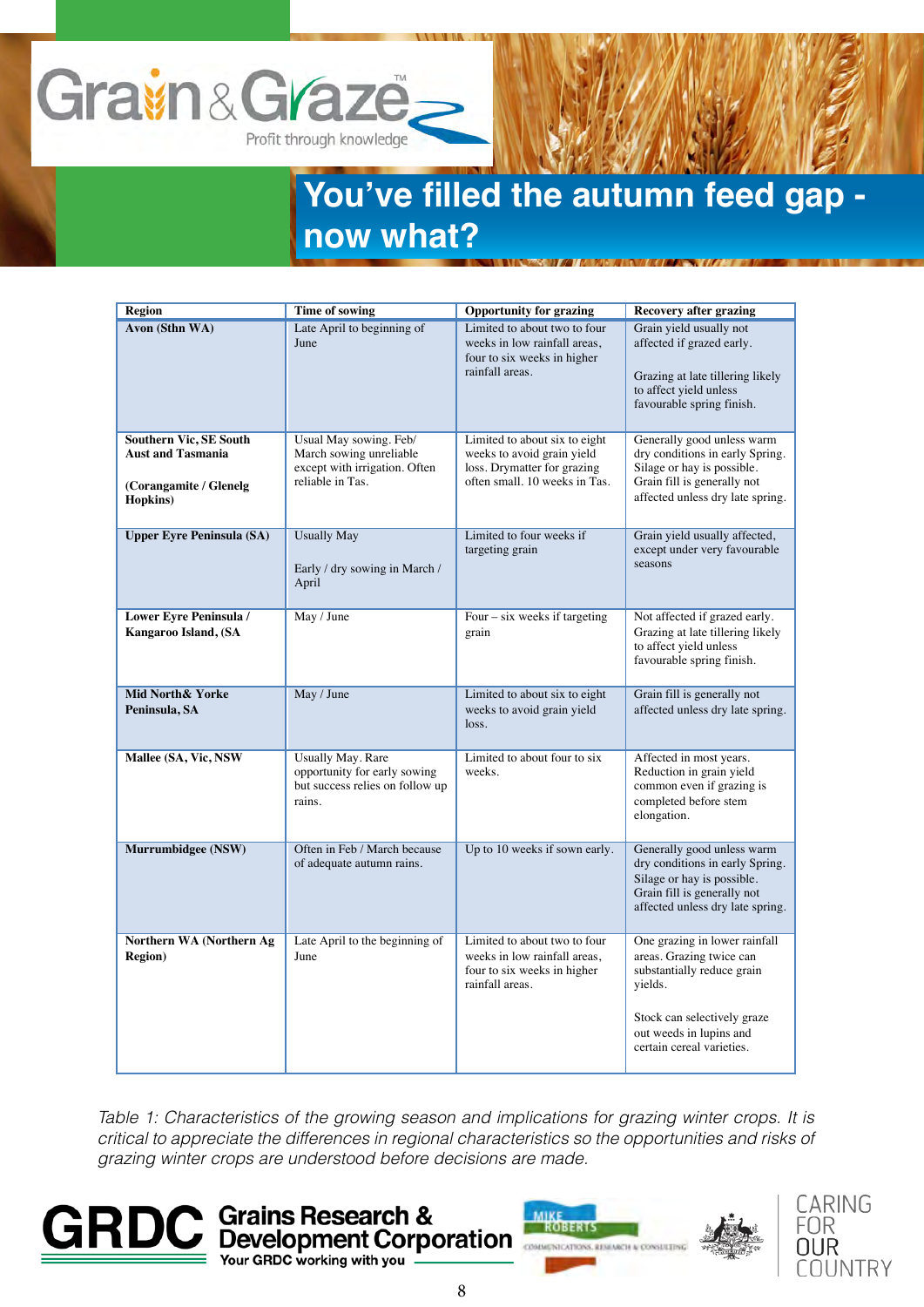# You've filled the autumn feed gap - now what?

| Region | Time of sowing | Opportunity for grazing | Recovery after grazing |
|---|---|---|---|
| **Avon (Sthn WA)** | Late April to beginning of June | Limited to about two to four weeks in low rainfall areas, four to six weeks in higher rainfall areas. | Grain yield usually not affected if grazed early.<br><br>Grazing at late tillering likely to affect yield unless favourable spring finish. |
| **Southern Vic, SE South Aust and Tasmania**<br><br>**(Corangamite / Glenelg Hopkins)** | Usual May sowing. Feb/ March sowing unreliable except with irrigation. Often reliable in Tas. | Limited to about six to eight weeks to avoid grain yield loss. Drymatter for grazing often small. 10 weeks in Tas. | Generally good unless warm dry conditions in early Spring. Silage or hay is possible. Grain fill is generally not affected unless dry late spring. |
| **Upper Eyre Peninsula (SA)** | Usually May<br><br>Early / dry sowing in March / April | Limited to four weeks if targeting grain | Grain yield usually affected, except under very favourable seasons |
| **Lower Eyre Peninsula / Kangaroo Island, (SA** | May / June | Four – six weeks if targeting grain | Not affected if grazed early. Grazing at late tillering likely to affect yield unless favourable spring finish. |
| **Mid North& Yorke Peninsula, SA** | May / June | Limited to about six to eight weeks to avoid grain yield loss. | Grain fill is generally not affected unless dry late spring. |
| **Mallee (SA, Vic, NSW** | Usually May. Rare opportunity for early sowing but success relies on follow up rains. | Limited to about four to six weeks. | Affected in most years. Reduction in grain yield common even if grazing is completed before stem elongation. |
| **Murrumbidgee (NSW)** | Often in Feb / March because of adequate autumn rains. | Up to 10 weeks if sown early. | Generally good unless warm dry conditions in early Spring. Silage or hay is possible. Grain fill is generally not affected unless dry late spring. |
| **Northern WA (Northern Ag Region)** | Late April to the beginning of June | Limited to about two to four weeks in low rainfall areas, four to six weeks in higher rainfall areas. | One grazing in lower rainfall areas. Grazing twice can substantially reduce grain yields.<br><br>Stock can selectively graze out weeds in lupins and certain cereal varieties. |

*Table 1: Characteristics of the growing season and implications for grazing winter crops. It is critical to appreciate the differences in regional characteristics so the opportunities and risks of grazing winter crops are understood before decisions are made.*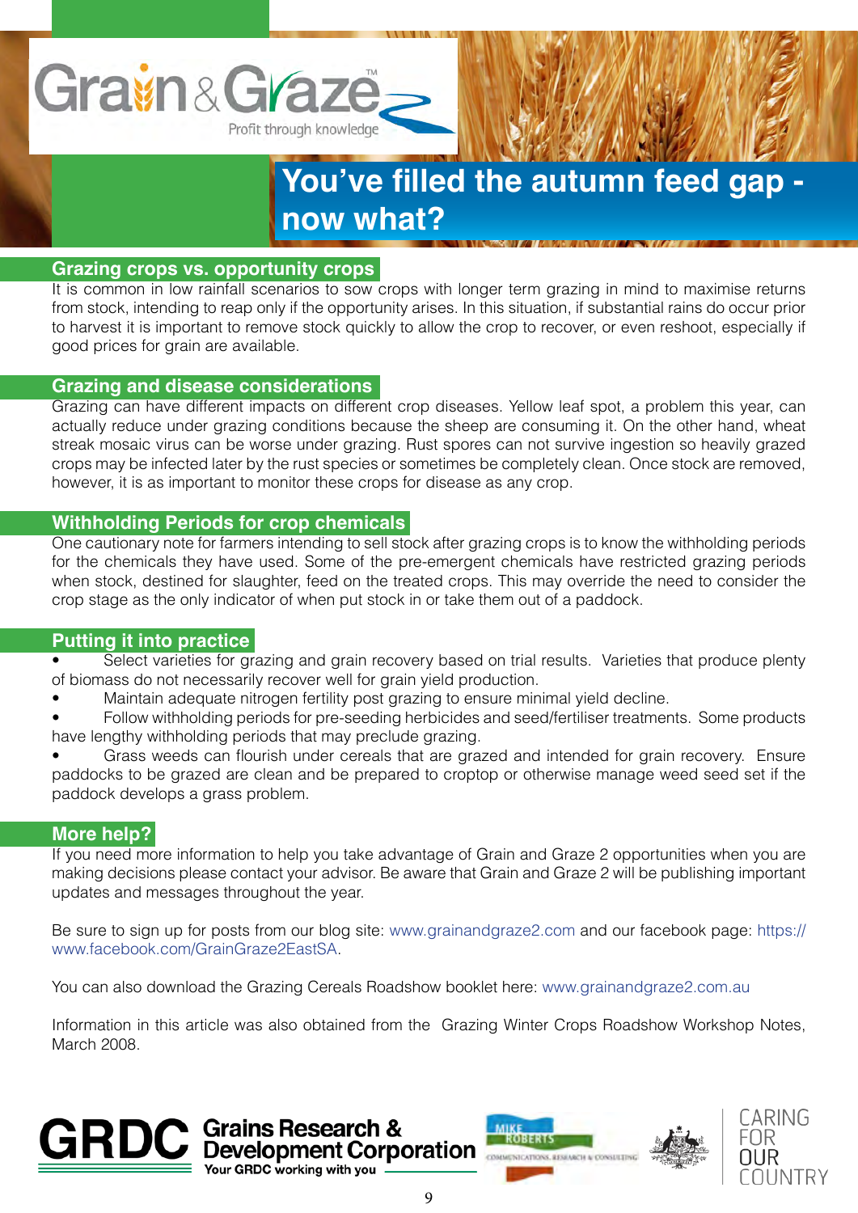Grain & Graze™ Profit through knowledge

# You've filled the autumn feed gap - now what?

## Grazing crops vs. opportunity crops

It is common in low rainfall scenarios to sow crops with longer term grazing in mind to maximise returns from stock, intending to reap only if the opportunity arises. In this situation, if substantial rains do occur prior to harvest it is important to remove stock quickly to allow the crop to recover, or even reshoot, especially if good prices for grain are available.

## Grazing and disease considerations

Grazing can have different impacts on different crop diseases. Yellow leaf spot, a problem this year, can actually reduce under grazing conditions because the sheep are consuming it. On the other hand, wheat streak mosaic virus can be worse under grazing. Rust spores can not survive ingestion so heavily grazed crops may be infected later by the rust species or sometimes be completely clean. Once stock are removed, however, it is as important to monitor these crops for disease as any crop.

## Withholding Periods for crop chemicals

One cautionary note for farmers intending to sell stock after grazing crops is to know the withholding periods for the chemicals they have used. Some of the pre-emergent chemicals have restricted grazing periods when stock, destined for slaughter, feed on the treated crops. This may override the need to consider the crop stage as the only indicator of when put stock in or take them out of a paddock.

## Putting it into practice

- Select varieties for grazing and grain recovery based on trial results. Varieties that produce plenty of biomass do not necessarily recover well for grain yield production.
- Maintain adequate nitrogen fertility post grazing to ensure minimal yield decline.
- Follow withholding periods for pre-seeding herbicides and seed/fertiliser treatments. Some products have lengthy withholding periods that may preclude grazing.
- Grass weeds can flourish under cereals that are grazed and intended for grain recovery. Ensure paddocks to be grazed are clean and be prepared to croptop or otherwise manage weed seed set if the paddock develops a grass problem.

## More help?

If you need more information to help you take advantage of Grain and Graze 2 opportunities when you are making decisions please contact your advisor. Be aware that Grain and Graze 2 will be publishing important updates and messages throughout the year.

Be sure to sign up for posts from our blog site: www.grainandgraze2.com and our facebook page: https://www.facebook.com/GrainGraze2EastSA.

You can also download the Grazing Cereals Roadshow booklet here: www.grainandgraze2.com.au

Information in this article was also obtained from the Grazing Winter Crops Roadshow Workshop Notes, March 2008.

GRDC Grains Research & Development Corporation — Your GRDC working with you

Mike Roberts — Communications, Research & Consulting

CARING FOR OUR COUNTRY